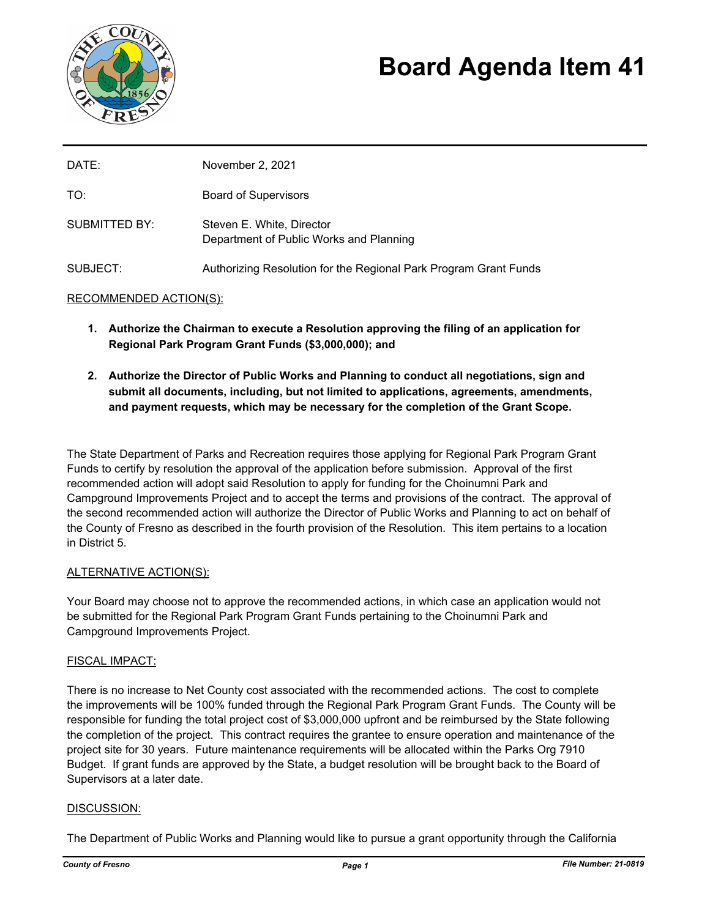# Board Agenda Item 41

| | |
|---|---|
| DATE: | November 2, 2021 |
| TO: | Board of Supervisors |
| SUBMITTED BY: | Steven E. White, Director<br>Department of Public Works and Planning |
| SUBJECT: | Authorizing Resolution for the Regional Park Program Grant Funds |

RECOMMENDED ACTION(S):

1. **Authorize the Chairman to execute a Resolution approving the filing of an application for Regional Park Program Grant Funds ($3,000,000); and**

2. **Authorize the Director of Public Works and Planning to conduct all negotiations, sign and submit all documents, including, but not limited to applications, agreements, amendments, and payment requests, which may be necessary for the completion of the Grant Scope.**

The State Department of Parks and Recreation requires those applying for Regional Park Program Grant Funds to certify by resolution the approval of the application before submission. Approval of the first recommended action will adopt said Resolution to apply for funding for the Choinumni Park and Campground Improvements Project and to accept the terms and provisions of the contract. The approval of the second recommended action will authorize the Director of Public Works and Planning to act on behalf of the County of Fresno as described in the fourth provision of the Resolution. This item pertains to a location in District 5.

ALTERNATIVE ACTION(S):

Your Board may choose not to approve the recommended actions, in which case an application would not be submitted for the Regional Park Program Grant Funds pertaining to the Choinumni Park and Campground Improvements Project.

FISCAL IMPACT:

There is no increase to Net County cost associated with the recommended actions. The cost to complete the improvements will be 100% funded through the Regional Park Program Grant Funds. The County will be responsible for funding the total project cost of $3,000,000 upfront and be reimbursed by the State following the completion of the project. This contract requires the grantee to ensure operation and maintenance of the project site for 30 years. Future maintenance requirements will be allocated within the Parks Org 7910 Budget. If grant funds are approved by the State, a budget resolution will be brought back to the Board of Supervisors at a later date.

DISCUSSION:

The Department of Public Works and Planning would like to pursue a grant opportunity through the California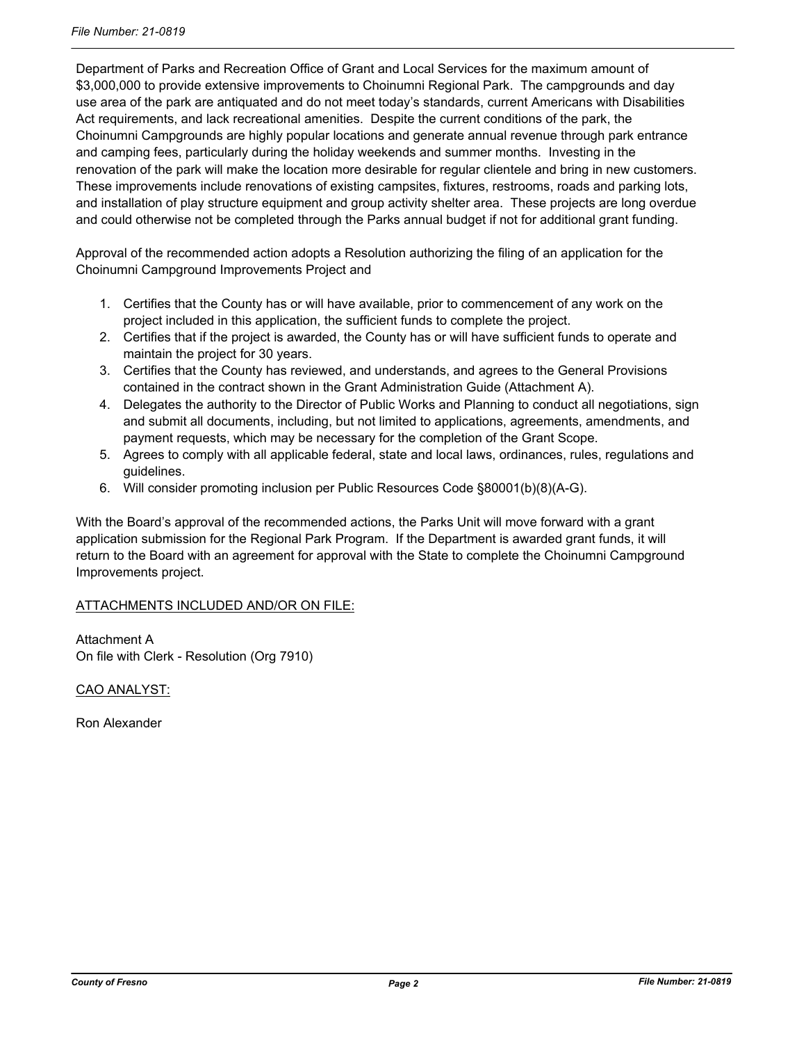Department of Parks and Recreation Office of Grant and Local Services for the maximum amount of $3,000,000 to provide extensive improvements to Choinumni Regional Park. The campgrounds and day use area of the park are antiquated and do not meet today's standards, current Americans with Disabilities Act requirements, and lack recreational amenities. Despite the current conditions of the park, the Choinumni Campgrounds are highly popular locations and generate annual revenue through park entrance and camping fees, particularly during the holiday weekends and summer months. Investing in the renovation of the park will make the location more desirable for regular clientele and bring in new customers. These improvements include renovations of existing campsites, fixtures, restrooms, roads and parking lots, and installation of play structure equipment and group activity shelter area. These projects are long overdue and could otherwise not be completed through the Parks annual budget if not for additional grant funding.

Approval of the recommended action adopts a Resolution authorizing the filing of an application for the Choinumni Campground Improvements Project and

1. Certifies that the County has or will have available, prior to commencement of any work on the project included in this application, the sufficient funds to complete the project.
2. Certifies that if the project is awarded, the County has or will have sufficient funds to operate and maintain the project for 30 years.
3. Certifies that the County has reviewed, and understands, and agrees to the General Provisions contained in the contract shown in the Grant Administration Guide (Attachment A).
4. Delegates the authority to the Director of Public Works and Planning to conduct all negotiations, sign and submit all documents, including, but not limited to applications, agreements, amendments, and payment requests, which may be necessary for the completion of the Grant Scope.
5. Agrees to comply with all applicable federal, state and local laws, ordinances, rules, regulations and guidelines.
6. Will consider promoting inclusion per Public Resources Code §80001(b)(8)(A-G).

With the Board's approval of the recommended actions, the Parks Unit will move forward with a grant application submission for the Regional Park Program. If the Department is awarded grant funds, it will return to the Board with an agreement for approval with the State to complete the Choinumni Campground Improvements project.

ATTACHMENTS INCLUDED AND/OR ON FILE:

Attachment A
On file with Clerk - Resolution (Org 7910)

CAO ANALYST:

Ron Alexander